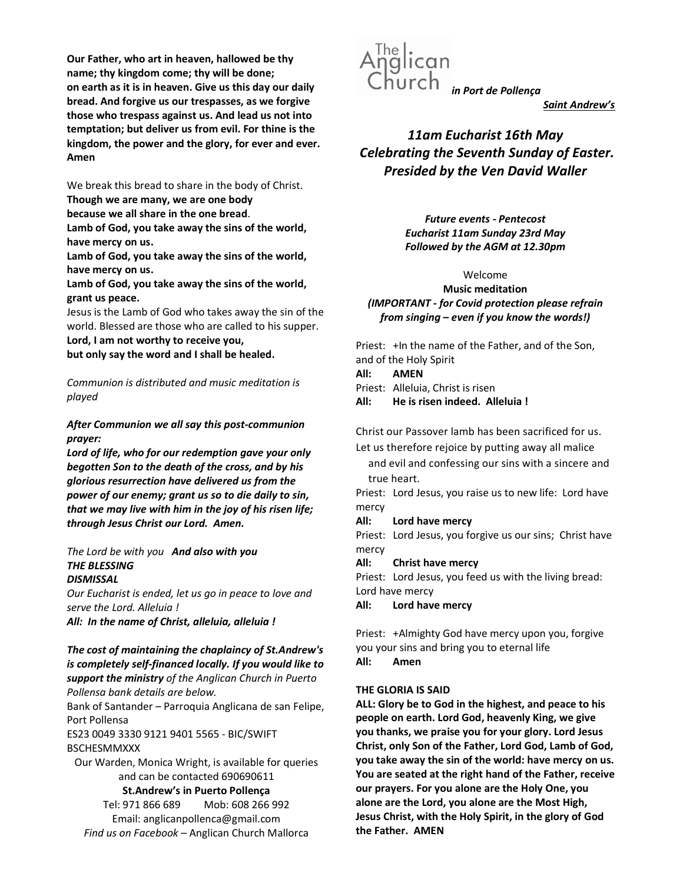**Our Father, who art in heaven, hallowed be thy name; thy kingdom come; thy will be done; on earth as it is in heaven. Give us this day our daily bread. And forgive us our trespasses, as we forgive those who trespass against us. And lead us not into temptation; but deliver us from evil. For thine is the kingdom, the power and the glory, for ever and ever. Amen**

We break this bread to share in the body of Christ.
**Though we are many, we are one body because we all share in the one bread**.
**Lamb of God, you take away the sins of the world, have mercy on us.**
**Lamb of God, you take away the sins of the world, have mercy on us.**
**Lamb of God, you take away the sins of the world, grant us peace.**
Jesus is the Lamb of God who takes away the sin of the world. Blessed are those who are called to his supper.
**Lord, I am not worthy to receive you, but only say the word and I shall be healed.**

*Communion is distributed and music meditation is played*

***After Communion we all say this post-communion prayer:***
***Lord of life, who for our redemption gave your only begotten Son to the death of the cross, and by his glorious resurrection have delivered us from the power of our enemy; grant us so to die daily to sin, that we may live with him in the joy of his risen life; through Jesus Christ our Lord. Amen.***

*The Lord be with you* ***And also with you***
***THE BLESSING***
***DISMISSAL***
*Our Eucharist is ended, let us go in peace to love and serve the Lord. Alleluia !*
***All: In the name of Christ, alleluia, alleluia !***

***The cost of maintaining the chaplaincy of St.Andrew's is completely self-financed locally. If you would like to support the ministry*** *of the Anglican Church in Puerto Pollensa bank details are below.*
Bank of Santander – Parroquia Anglicana de san Felipe, Port Pollensa
ES23 0049 3330 9121 9401 5565 - BIC/SWIFT BSCHESMMXXX
Our Warden, Monica Wright, is available for queries and can be contacted 690690611
**St.Andrew's in Puerto Pollença**
Tel: 971 866 689 Mob: 608 266 992
Email: anglicanpollenca@gmail.com
*Find us on Facebook* – Anglican Church Mallorca

The Anglican Church *in Port de Pollença*
***Saint Andrew's***

## *11am Eucharist 16th May*
## *Celebrating the Seventh Sunday of Easter.*
## *Presided by the Ven David Waller*

***Future events - Pentecost***
***Eucharist 11am Sunday 23rd May***
***Followed by the AGM at 12.30pm***

Welcome
**Music meditation**
***(IMPORTANT - for Covid protection please refrain from singing – even if you know the words!)***

Priest: +In the name of the Father, and of the Son, and of the Holy Spirit
**All: AMEN**
Priest: Alleluia, Christ is risen
**All: He is risen indeed. Alleluia !**

Christ our Passover lamb has been sacrificed for us.
Let us therefore rejoice by putting away all malice and evil and confessing our sins with a sincere and true heart.
Priest: Lord Jesus, you raise us to new life: Lord have mercy
**All: Lord have mercy**
Priest: Lord Jesus, you forgive us our sins; Christ have mercy
**All: Christ have mercy**
Priest: Lord Jesus, you feed us with the living bread: Lord have mercy
**All: Lord have mercy**

Priest: +Almighty God have mercy upon you, forgive you your sins and bring you to eternal life
**All: Amen**

**THE GLORIA IS SAID**
**ALL: Glory be to God in the highest, and peace to his people on earth. Lord God, heavenly King, we give you thanks, we praise you for your glory. Lord Jesus Christ, only Son of the Father, Lord God, Lamb of God, you take away the sin of the world: have mercy on us. You are seated at the right hand of the Father, receive our prayers. For you alone are the Holy One, you alone are the Lord, you alone are the Most High, Jesus Christ, with the Holy Spirit, in the glory of God the Father. AMEN**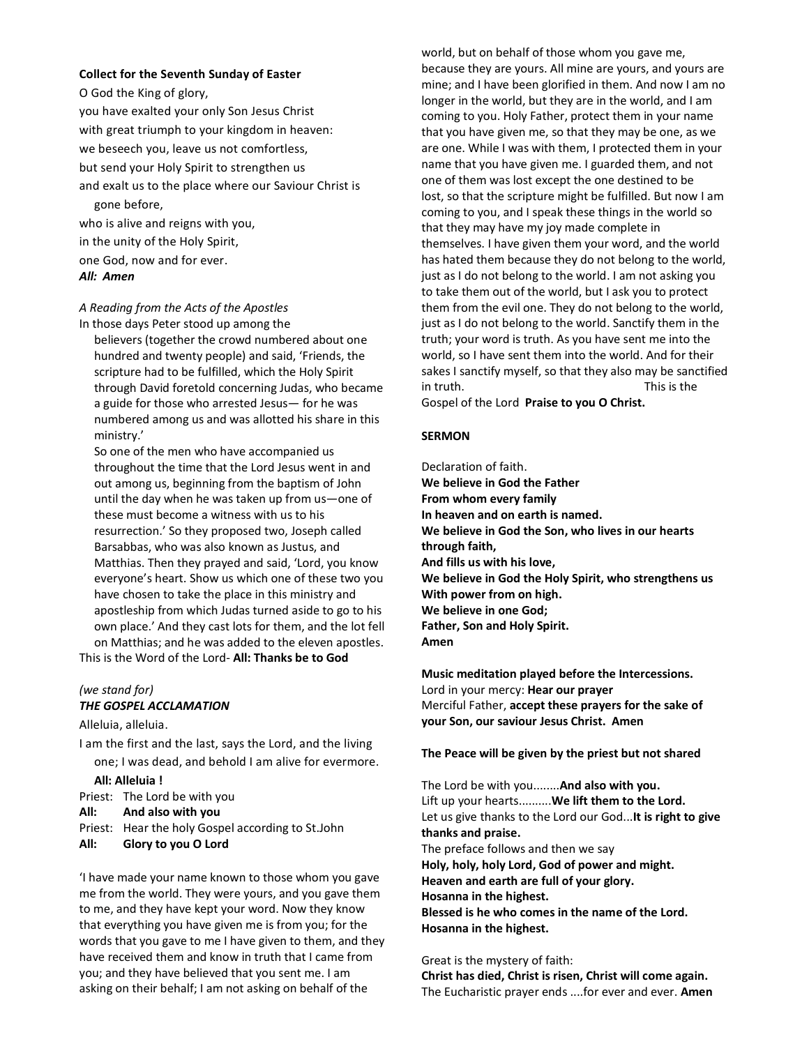**Collect for the Seventh Sunday of Easter**

O God the King of glory,
you have exalted your only Son Jesus Christ
with great triumph to your kingdom in heaven:
we beseech you, leave us not comfortless,
but send your Holy Spirit to strengthen us
and exalt us to the place where our Saviour Christ is gone before,
who is alive and reigns with you,
in the unity of the Holy Spirit,
one God, now and for ever.
***All: Amen***

*A Reading from the Acts of the Apostles*

In those days Peter stood up among the believers (together the crowd numbered about one hundred and twenty people) and said, 'Friends, the scripture had to be fulfilled, which the Holy Spirit through David foretold concerning Judas, who became a guide for those who arrested Jesus— for he was numbered among us and was allotted his share in this ministry.'

So one of the men who have accompanied us throughout the time that the Lord Jesus went in and out among us, beginning from the baptism of John until the day when he was taken up from us—one of these must become a witness with us to his resurrection.' So they proposed two, Joseph called Barsabbas, who was also known as Justus, and Matthias. Then they prayed and said, 'Lord, you know everyone's heart. Show us which one of these two you have chosen to take the place in this ministry and apostleship from which Judas turned aside to go to his own place.' And they cast lots for them, and the lot fell on Matthias; and he was added to the eleven apostles.

This is the Word of the Lord- **All: Thanks be to God**

*(we stand for)*

***THE GOSPEL ACCLAMATION***

Alleluia, alleluia.

I am the first and the last, says the Lord, and the living one; I was dead, and behold I am alive for evermore.

**All: Alleluia !**

Priest: The Lord be with you
**All: And also with you**
Priest: Hear the holy Gospel according to St.John
**All: Glory to you O Lord**

'I have made your name known to those whom you gave me from the world. They were yours, and you gave them to me, and they have kept your word. Now they know that everything you have given me is from you; for the words that you gave to me I have given to them, and they have received them and know in truth that I came from you; and they have believed that you sent me. I am asking on their behalf; I am not asking on behalf of the world, but on behalf of those whom you gave me, because they are yours. All mine are yours, and yours are mine; and I have been glorified in them. And now I am no longer in the world, but they are in the world, and I am coming to you. Holy Father, protect them in your name that you have given me, so that they may be one, as we are one. While I was with them, I protected them in your name that you have given me. I guarded them, and not one of them was lost except the one destined to be lost, so that the scripture might be fulfilled. But now I am coming to you, and I speak these things in the world so that they may have my joy made complete in themselves. I have given them your word, and the world has hated them because they do not belong to the world, just as I do not belong to the world. I am not asking you to take them out of the world, but I ask you to protect them from the evil one. They do not belong to the world, just as I do not belong to the world. Sanctify them in the truth; your word is truth. As you have sent me into the world, so I have sent them into the world. And for their sakes I sanctify myself, so that they also may be sanctified in truth. This is the Gospel of the Lord **Praise to you O Christ.**

**SERMON**

Declaration of faith.
**We believe in God the Father**
**From whom every family**
**In heaven and on earth is named.**
**We believe in God the Son, who lives in our hearts through faith,**
**And fills us with his love,**
**We believe in God the Holy Spirit, who strengthens us**
**With power from on high.**
**We believe in one God;**
**Father, Son and Holy Spirit.**
**Amen**

**Music meditation played before the Intercessions.**
Lord in your mercy: **Hear our prayer**
Merciful Father, **accept these prayers for the sake of your Son, our saviour Jesus Christ. Amen**

**The Peace will be given by the priest but not shared**

The Lord be with you........**And also with you.**
Lift up your hearts..........**We lift them to the Lord.**
Let us give thanks to the Lord our God...**It is right to give thanks and praise.**
The preface follows and then we say
**Holy, holy, holy Lord, God of power and might.**
**Heaven and earth are full of your glory.**
**Hosanna in the highest.**
**Blessed is he who comes in the name of the Lord.**
**Hosanna in the highest.**

Great is the mystery of faith:
**Christ has died, Christ is risen, Christ will come again.**
The Eucharistic prayer ends ....for ever and ever. **Amen**